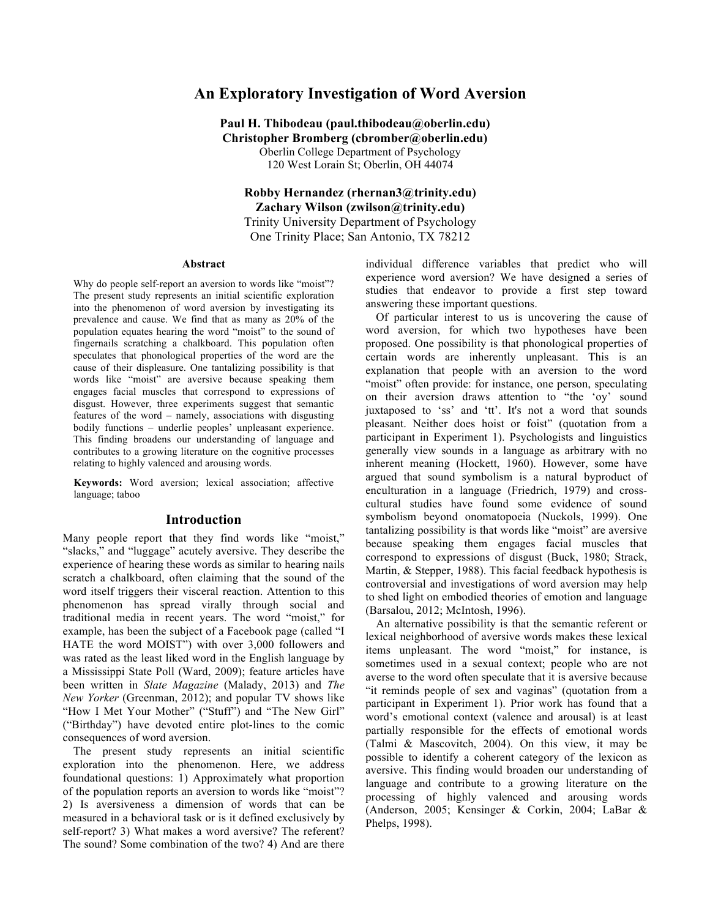# An Exploratory Investigation of Word Aversion

**Paul H. Thibodeau (paul.thibodeau@oberlin.edu)**
**Christopher Bromberg (cbromber@oberlin.edu)**
Oberlin College Department of Psychology
120 West Lorain St; Oberlin, OH 44074

**Robby Hernandez (rhernan3@trinity.edu)**
**Zachary Wilson (zwilson@trinity.edu)**
Trinity University Department of Psychology
One Trinity Place; San Antonio, TX 78212

## Abstract

Why do people self-report an aversion to words like "moist"? The present study represents an initial scientific exploration into the phenomenon of word aversion by investigating its prevalence and cause. We find that as many as 20% of the population equates hearing the word "moist" to the sound of fingernails scratching a chalkboard. This population often speculates that phonological properties of the word are the cause of their displeasure. One tantalizing possibility is that words like "moist" are aversive because speaking them engages facial muscles that correspond to expressions of disgust. However, three experiments suggest that semantic features of the word – namely, associations with disgusting bodily functions – underlie peoples' unpleasant experience. This finding broadens our understanding of language and contributes to a growing literature on the cognitive processes relating to highly valenced and arousing words.

**Keywords:** Word aversion; lexical association; affective language; taboo

## Introduction

Many people report that they find words like "moist," "slacks," and "luggage" acutely aversive. They describe the experience of hearing these words as similar to hearing nails scratch a chalkboard, often claiming that the sound of the word itself triggers their visceral reaction. Attention to this phenomenon has spread virally through social and traditional media in recent years. The word "moist," for example, has been the subject of a Facebook page (called "I HATE the word MOIST") with over 3,000 followers and was rated as the least liked word in the English language by a Mississippi State Poll (Ward, 2009); feature articles have been written in *Slate Magazine* (Malady, 2013) and *The New Yorker* (Greenman, 2012); and popular TV shows like "How I Met Your Mother" ("Stuff") and "The New Girl" ("Birthday") have devoted entire plot-lines to the comic consequences of word aversion.

The present study represents an initial scientific exploration into the phenomenon. Here, we address foundational questions: 1) Approximately what proportion of the population reports an aversion to words like "moist"? 2) Is aversiveness a dimension of words that can be measured in a behavioral task or is it defined exclusively by self-report? 3) What makes a word aversive? The referent? The sound? Some combination of the two? 4) And are there individual difference variables that predict who will experience word aversion? We have designed a series of studies that endeavor to provide a first step toward answering these important questions.

Of particular interest to us is uncovering the cause of word aversion, for which two hypotheses have been proposed. One possibility is that phonological properties of certain words are inherently unpleasant. This is an explanation that people with an aversion to the word "moist" often provide: for instance, one person, speculating on their aversion draws attention to "the 'oy' sound juxtaposed to 'ss' and 'tt'. It's not a word that sounds pleasant. Neither does hoist or foist" (quotation from a participant in Experiment 1). Psychologists and linguistics generally view sounds in a language as arbitrary with no inherent meaning (Hockett, 1960). However, some have argued that sound symbolism is a natural byproduct of enculturation in a language (Friedrich, 1979) and cross-cultural studies have found some evidence of sound symbolism beyond onomatopoeia (Nuckols, 1999). One tantalizing possibility is that words like "moist" are aversive because speaking them engages facial muscles that correspond to expressions of disgust (Buck, 1980; Strack, Martin, & Stepper, 1988). This facial feedback hypothesis is controversial and investigations of word aversion may help to shed light on embodied theories of emotion and language (Barsalou, 2012; McIntosh, 1996).

An alternative possibility is that the semantic referent or lexical neighborhood of aversive words makes these lexical items unpleasant. The word "moist," for instance, is sometimes used in a sexual context; people who are not averse to the word often speculate that it is aversive because "it reminds people of sex and vaginas" (quotation from a participant in Experiment 1). Prior work has found that a word's emotional context (valence and arousal) is at least partially responsible for the effects of emotional words (Talmi & Mascovitch, 2004). On this view, it may be possible to identify a coherent category of the lexicon as aversive. This finding would broaden our understanding of language and contribute to a growing literature on the processing of highly valenced and arousing words (Anderson, 2005; Kensinger & Corkin, 2004; LaBar & Phelps, 1998).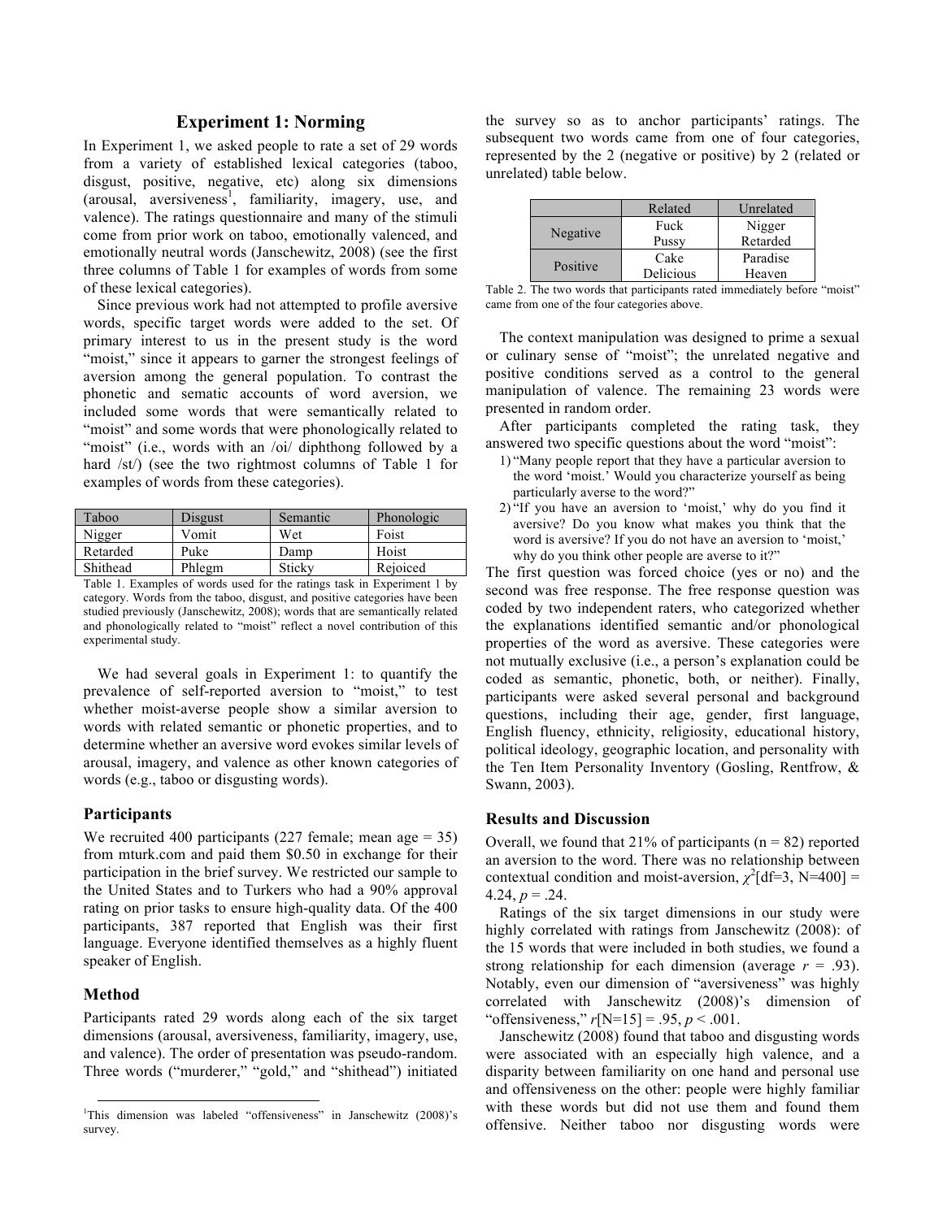## Experiment 1: Norming

In Experiment 1, we asked people to rate a set of 29 words from a variety of established lexical categories (taboo, disgust, positive, negative, etc) along six dimensions (arousal, aversiveness[1], familiarity, imagery, use, and valence). The ratings questionnaire and many of the stimuli come from prior work on taboo, emotionally valenced, and emotionally neutral words (Janschewitz, 2008) (see the first three columns of Table 1 for examples of words from some of these lexical categories).

Since previous work had not attempted to profile aversive words, specific target words were added to the set. Of primary interest to us in the present study is the word "moist," since it appears to garner the strongest feelings of aversion among the general population. To contrast the phonetic and sematic accounts of word aversion, we included some words that were semantically related to "moist" and some words that were phonologically related to "moist" (i.e., words with an /oi/ diphthong followed by a hard /st/) (see the two rightmost columns of Table 1 for examples of words from these categories).

| Taboo | Disgust | Semantic | Phonologic |
|---|---|---|---|
| Nigger | Vomit | Wet | Foist |
| Retarded | Puke | Damp | Hoist |
| Shithead | Phlegm | Sticky | Rejoiced |

Table 1. Examples of words used for the ratings task in Experiment 1 by category. Words from the taboo, disgust, and positive categories have been studied previously (Janschewitz, 2008); words that are semantically related and phonologically related to "moist" reflect a novel contribution of this experimental study.

We had several goals in Experiment 1: to quantify the prevalence of self-reported aversion to "moist," to test whether moist-averse people show a similar aversion to words with related semantic or phonetic properties, and to determine whether an aversive word evokes similar levels of arousal, imagery, and valence as other known categories of words (e.g., taboo or disgusting words).

### Participants

We recruited 400 participants (227 female; mean age = 35) from mturk.com and paid them \$0.50 in exchange for their participation in the brief survey. We restricted our sample to the United States and to Turkers who had a 90% approval rating on prior tasks to ensure high-quality data. Of the 400 participants, 387 reported that English was their first language. Everyone identified themselves as a highly fluent speaker of English.

### Method

Participants rated 29 words along each of the six target dimensions (arousal, aversiveness, familiarity, imagery, use, and valence). The order of presentation was pseudo-random. Three words ("murderer," "gold," and "shithead") initiated the survey so as to anchor participants' ratings. The subsequent two words came from one of four categories, represented by the 2 (negative or positive) by 2 (related or unrelated) table below.

| | Related | Unrelated |
|---|---|---|
| Negative | Fuck<br>Pussy | Nigger<br>Retarded |
| Positive | Cake<br>Delicious | Paradise<br>Heaven |

Table 2. The two words that participants rated immediately before "moist" came from one of the four categories above.

The context manipulation was designed to prime a sexual or culinary sense of "moist"; the unrelated negative and positive conditions served as a control to the general manipulation of valence. The remaining 23 words were presented in random order.

After participants completed the rating task, they answered two specific questions about the word "moist":

1) "Many people report that they have a particular aversion to the word 'moist.' Would you characterize yourself as being particularly averse to the word?"
2) "If you have an aversion to 'moist,' why do you find it aversive? Do you know what makes you think that the word is aversive? If you do not have an aversion to 'moist,' why do you think other people are averse to it?"

The first question was forced choice (yes or no) and the second was free response. The free response question was coded by two independent raters, who categorized whether the explanations identified semantic and/or phonological properties of the word as aversive. These categories were not mutually exclusive (i.e., a person's explanation could be coded as semantic, phonetic, both, or neither). Finally, participants were asked several personal and background questions, including their age, gender, first language, English fluency, ethnicity, religiosity, educational history, political ideology, geographic location, and personality with the Ten Item Personality Inventory (Gosling, Rentfrow, & Swann, 2003).

### Results and Discussion

Overall, we found that 21% of participants (n = 82) reported an aversion to the word. There was no relationship between contextual condition and moist-aversion, $\chi^2[df=3, N=400] = 4.24$, $p = .24$.

Ratings of the six target dimensions in our study were highly correlated with ratings from Janschewitz (2008): of the 15 words that were included in both studies, we found a strong relationship for each dimension (average $r = .93$). Notably, even our dimension of "aversiveness" was highly correlated with Janschewitz (2008)'s dimension of "offensiveness," $r[N=15] = .95$, $p < .001$.

Janschewitz (2008) found that taboo and disgusting words were associated with an especially high valence, and a disparity between familiarity on one hand and personal use and offensiveness on the other: people were highly familiar with these words but did not use them and found them offensive. Neither taboo nor disgusting words were

[1] This dimension was labeled "offensiveness" in Janschewitz (2008)'s survey.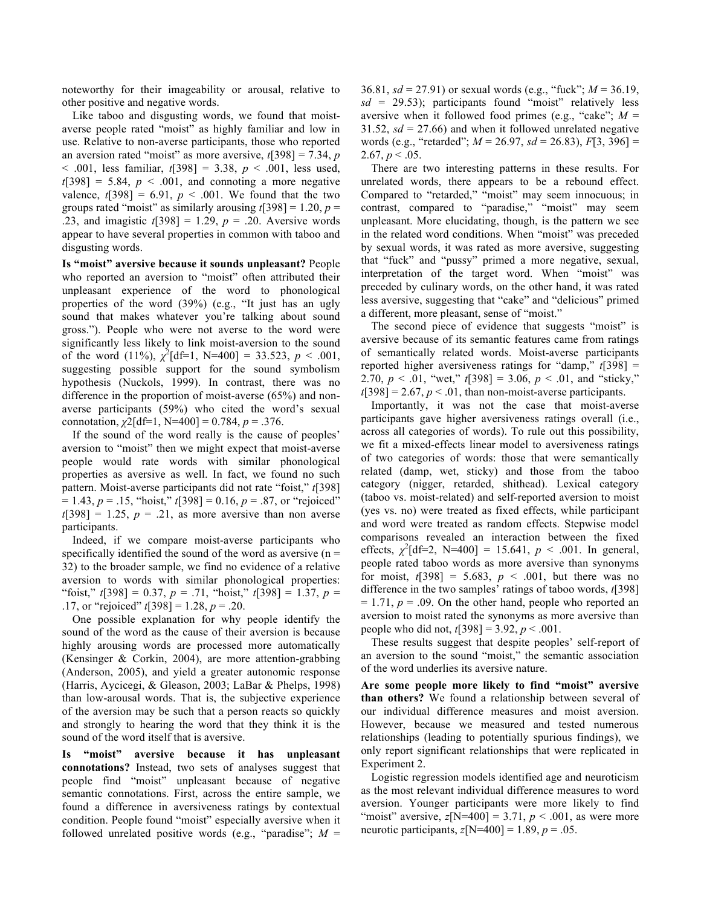noteworthy for their imageability or arousal, relative to other positive and negative words.

Like taboo and disgusting words, we found that moist-averse people rated "moist" as highly familiar and low in use. Relative to non-averse participants, those who reported an aversion rated "moist" as more aversive, $t[398] = 7.34$, $p < .001$, less familiar, $t[398] = 3.38$, $p < .001$, less used, $t[398] = 5.84$, $p < .001$, and connoting a more negative valence, $t[398] = 6.91$, $p < .001$. We found that the two groups rated "moist" as similarly arousing $t[398] = 1.20$, $p = .23$, and imagistic $t[398] = 1.29$, $p = .20$. Aversive words appear to have several properties in common with taboo and disgusting words.

**Is "moist" aversive because it sounds unpleasant?** People who reported an aversion to "moist" often attributed their unpleasant experience of the word to phonological properties of the word (39%) (e.g., "It just has an ugly sound that makes whatever you're talking about sound gross."). People who were not averse to the word were significantly less likely to link moist-aversion to the sound of the word (11%), $\chi^2[df=1, N=400] = 33.523$, $p < .001$, suggesting possible support for the sound symbolism hypothesis (Nuckols, 1999). In contrast, there was no difference in the proportion of moist-averse (65%) and non-averse participants (59%) who cited the word's sexual connotation, $\chi2[df=1, N=400] = 0.784$, $p = .376$.

If the sound of the word really is the cause of peoples' aversion to "moist" then we might expect that moist-averse people would rate words with similar phonological properties as aversive as well. In fact, we found no such pattern. Moist-averse participants did not rate "foist," $t[398] = 1.43$, $p = .15$, "hoist," $t[398] = 0.16$, $p = .87$, or "rejoiced" $t[398] = 1.25$, $p = .21$, as more aversive than non averse participants.

Indeed, if we compare moist-averse participants who specifically identified the sound of the word as aversive (n = 32) to the broader sample, we find no evidence of a relative aversion to words with similar phonological properties: "foist," $t[398] = 0.37$, $p = .71$, "hoist," $t[398] = 1.37$, $p = .17$, or "rejoiced" $t[398] = 1.28$, $p = .20$.

One possible explanation for why people identify the sound of the word as the cause of their aversion is because highly arousing words are processed more automatically (Kensinger & Corkin, 2004), are more attention-grabbing (Anderson, 2005), and yield a greater autonomic response (Harris, Aycicegi, & Gleason, 2003; LaBar & Phelps, 1998) than low-arousal words. That is, the subjective experience of the aversion may be such that a person reacts so quickly and strongly to hearing the word that they think it is the sound of the word itself that is aversive.

**Is "moist" aversive because it has unpleasant connotations?** Instead, two sets of analyses suggest that people find "moist" unpleasant because of negative semantic connotations. First, across the entire sample, we found a difference in aversiveness ratings by contextual condition. People found "moist" especially aversive when it followed unrelated positive words (e.g., "paradise"; $M = 36.81$, $sd = 27.91$) or sexual words (e.g., "fuck"; $M = 36.19$, $sd = 29.53$); participants found "moist" relatively less aversive when it followed food primes (e.g., "cake"; $M = 31.52$, $sd = 27.66$) and when it followed unrelated negative words (e.g., "retarded"; $M = 26.97$, $sd = 26.83$), $F[3, 396] = 2.67$, $p < .05$.

There are two interesting patterns in these results. For unrelated words, there appears to be a rebound effect. Compared to "retarded," "moist" may seem innocuous; in contrast, compared to "paradise," "moist" may seem unpleasant. More elucidating, though, is the pattern we see in the related word conditions. When "moist" was preceded by sexual words, it was rated as more aversive, suggesting that "fuck" and "pussy" primed a more negative, sexual, interpretation of the target word. When "moist" was preceded by culinary words, on the other hand, it was rated less aversive, suggesting that "cake" and "delicious" primed a different, more pleasant, sense of "moist."

The second piece of evidence that suggests "moist" is aversive because of its semantic features came from ratings of semantically related words. Moist-averse participants reported higher aversiveness ratings for "damp," $t[398] = 2.70$, $p < .01$, "wet," $t[398] = 3.06$, $p < .01$, and "sticky," $t[398] = 2.67$, $p < .01$, than non-moist-averse participants.

Importantly, it was not the case that moist-averse participants gave higher aversiveness ratings overall (i.e., across all categories of words). To rule out this possibility, we fit a mixed-effects linear model to aversiveness ratings of two categories of words: those that were semantically related (damp, wet, sticky) and those from the taboo category (nigger, retarded, shithead). Lexical category (taboo vs. moist-related) and self-reported aversion to moist (yes vs. no) were treated as fixed effects, while participant and word were treated as random effects. Stepwise model comparisons revealed an interaction between the fixed effects, $\chi^2[df=2, N=400] = 15.641$, $p < .001$. In general, people rated taboo words as more aversive than synonyms for moist, $t[398] = 5.683$, $p < .001$, but there was no difference in the two samples' ratings of taboo words, $t[398] = 1.71$, $p = .09$. On the other hand, people who reported an aversion to moist rated the synonyms as more aversive than people who did not, $t[398] = 3.92$, $p < .001$.

These results suggest that despite peoples' self-report of an aversion to the sound "moist," the semantic association of the word underlies its aversive nature.

**Are some people more likely to find "moist" aversive than others?** We found a relationship between several of our individual difference measures and moist aversion. However, because we measured and tested numerous relationships (leading to potentially spurious findings), we only report significant relationships that were replicated in Experiment 2.

Logistic regression models identified age and *Neuroticism* as the most relevant individual difference measures to word aversion. Younger participants were more likely to find "moist" aversive, $z[N=400] = 3.71$, $p < .001$, as were more neurotic participants, $z[N=400] = 1.89$, $p = .05$.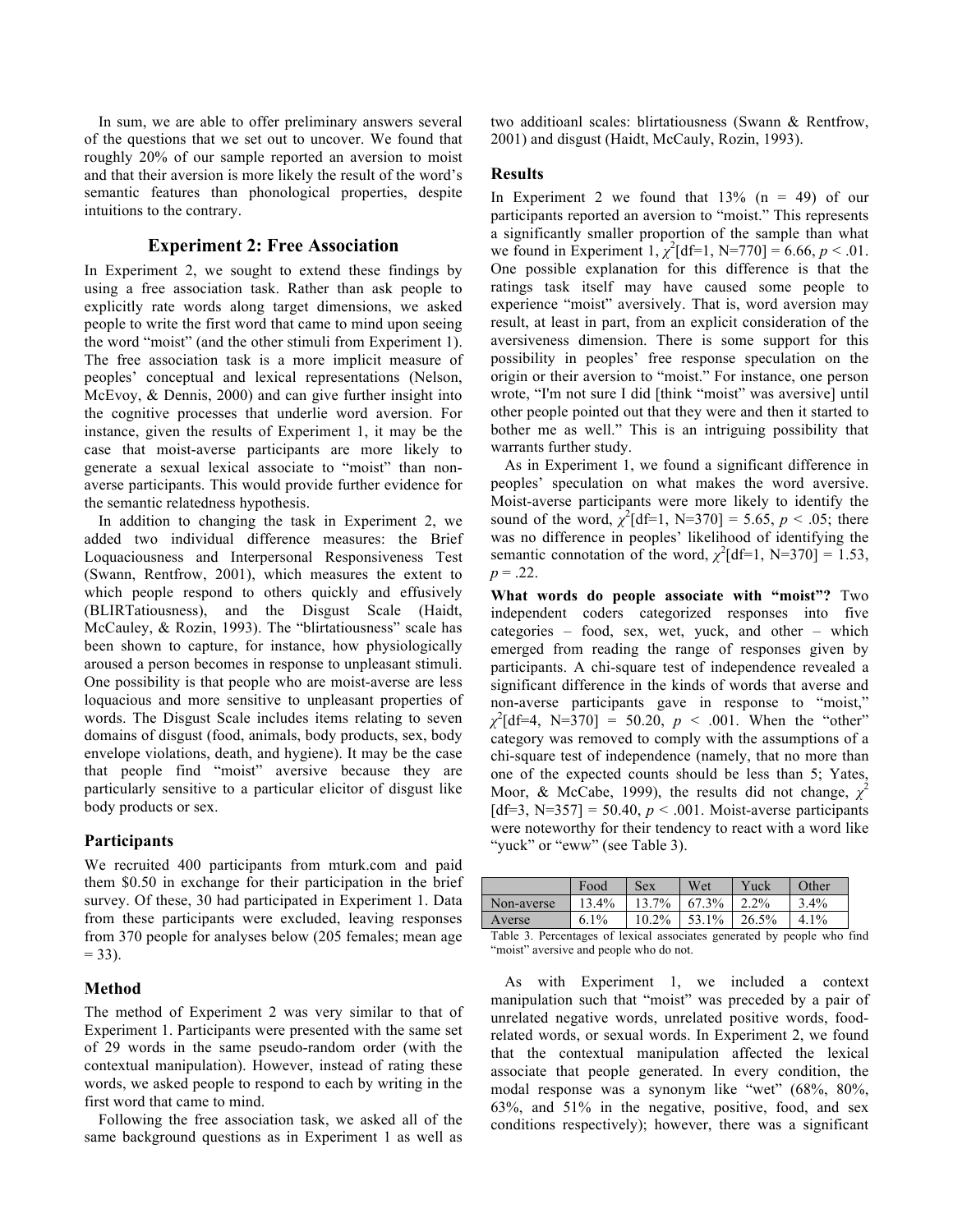In sum, we are able to offer preliminary answers several of the questions that we set out to uncover. We found that roughly 20% of our sample reported an aversion to moist and that their aversion is more likely the result of the word's semantic features than phonological properties, despite intuitions to the contrary.

## Experiment 2: Free Association

In Experiment 2, we sought to extend these findings by using a free association task. Rather than ask people to explicitly rate words along target dimensions, we asked people to write the first word that came to mind upon seeing the word "moist" (and the other stimuli from Experiment 1). The free association task is a more implicit measure of peoples' conceptual and lexical representations (Nelson, McEvoy, & Dennis, 2000) and can give further insight into the cognitive processes that underlie word aversion. For instance, given the results of Experiment 1, it may be the case that moist-averse participants are more likely to generate a sexual lexical associate to "moist" than non-averse participants. This would provide further evidence for the semantic relatedness hypothesis.

In addition to changing the task in Experiment 2, we added two individual difference measures: the Brief Loquaciousness and Interpersonal Responsiveness Test (Swann, Rentfrow, 2001), which measures the extent to which people respond to others quickly and effusively (BLIRTatiousness), and the Disgust Scale (Haidt, McCauley, & Rozin, 1993). The "blirtatiousness" scale has been shown to capture, for instance, how physiologically aroused a person becomes in response to unpleasant stimuli. One possibility is that people who are moist-averse are less loquacious and more sensitive to unpleasant properties of words. The Disgust Scale includes items relating to seven domains of disgust (food, animals, body products, sex, body envelope violations, death, and hygiene). It may be the case that people find "moist" aversive because they are particularly sensitive to a particular elicitor of disgust like body products or sex.

### Participants

We recruited 400 participants from mturk.com and paid them $0.50 in exchange for their participation in the brief survey. Of these, 30 had participated in Experiment 1. Data from these participants were excluded, leaving responses from 370 people for analyses below (205 females; mean age = 33).

### Method

The method of Experiment 2 was very similar to that of Experiment 1. Participants were presented with the same set of 29 words in the same pseudo-random order (with the contextual manipulation). However, instead of rating these words, we asked people to respond to each by writing in the first word that came to mind.

Following the free association task, we asked all of the same background questions as in Experiment 1 as well as two additioanl scales: blirtatiousness (Swann & Rentfrow, 2001) and disgust (Haidt, McCauly, Rozin, 1993).

### Results

In Experiment 2 we found that 13% (n = 49) of our participants reported an aversion to "moist." This represents a significantly smaller proportion of the sample than what we found in Experiment 1, $\chi^2$[df=1, N=770] = 6.66, $p < .01$. One possible explanation for this difference is that the ratings task itself may have caused some people to experience "moist" aversively. That is, word aversion may result, at least in part, from an explicit consideration of the aversiveness dimension. There is some support for this possibility in peoples' free response speculation on the origin or their aversion to "moist." For instance, one person wrote, "I'm not sure I did [think "moist" was aversive] until other people pointed out that they were and then it started to bother me as well." This is an intriguing possibility that warrants further study.

As in Experiment 1, we found a significant difference in peoples' speculation on what makes the word aversive. Moist-averse participants were more likely to identify the sound of the word, $\chi^2$[df=1, N=370] = 5.65, $p < .05$; there was no difference in peoples' likelihood of identifying the semantic connotation of the word, $\chi^2$[df=1, N=370] = 1.53, $p = .22$.

**What words do people associate with "moist"?** Two independent coders categorized responses into five categories – food, sex, wet, yuck, and other – which emerged from reading the range of responses given by participants. A chi-square test of independence revealed a significant difference in the kinds of words that averse and non-averse participants gave in response to "moist," $\chi^2$[df=4, N=370] = 50.20, $p < .001$. When the "other" category was removed to comply with the assumptions of a chi-square test of independence (namely, that no more than one of the expected counts should be less than 5; Yates, Moor, & McCabe, 1999), the results did not change, $\chi^2$ [df=3, N=357] = 50.40, $p < .001$. Moist-averse participants were noteworthy for their tendency to react with a word like "yuck" or "eww" (see Table 3).

| | Food | Sex | Wet | Yuck | Other |
|---|---|---|---|---|---|
| Non-averse | 13.4% | 13.7% | 67.3% | 2.2% | 3.4% |
| Averse | 6.1% | 10.2% | 53.1% | 26.5% | 4.1% |

Table 3. Percentages of lexical associates generated by people who find "moist" aversive and people who do not.

As with Experiment 1, we included a context manipulation such that "moist" was preceded by a pair of unrelated negative words, unrelated positive words, food-related words, or sexual words. In Experiment 2, we found that the contextual manipulation affected the lexical associate that people generated. In every condition, the modal response was a synonym like "wet" (68%, 80%, 63%, and 51% in the negative, positive, food, and sex conditions respectively); however, there was a significant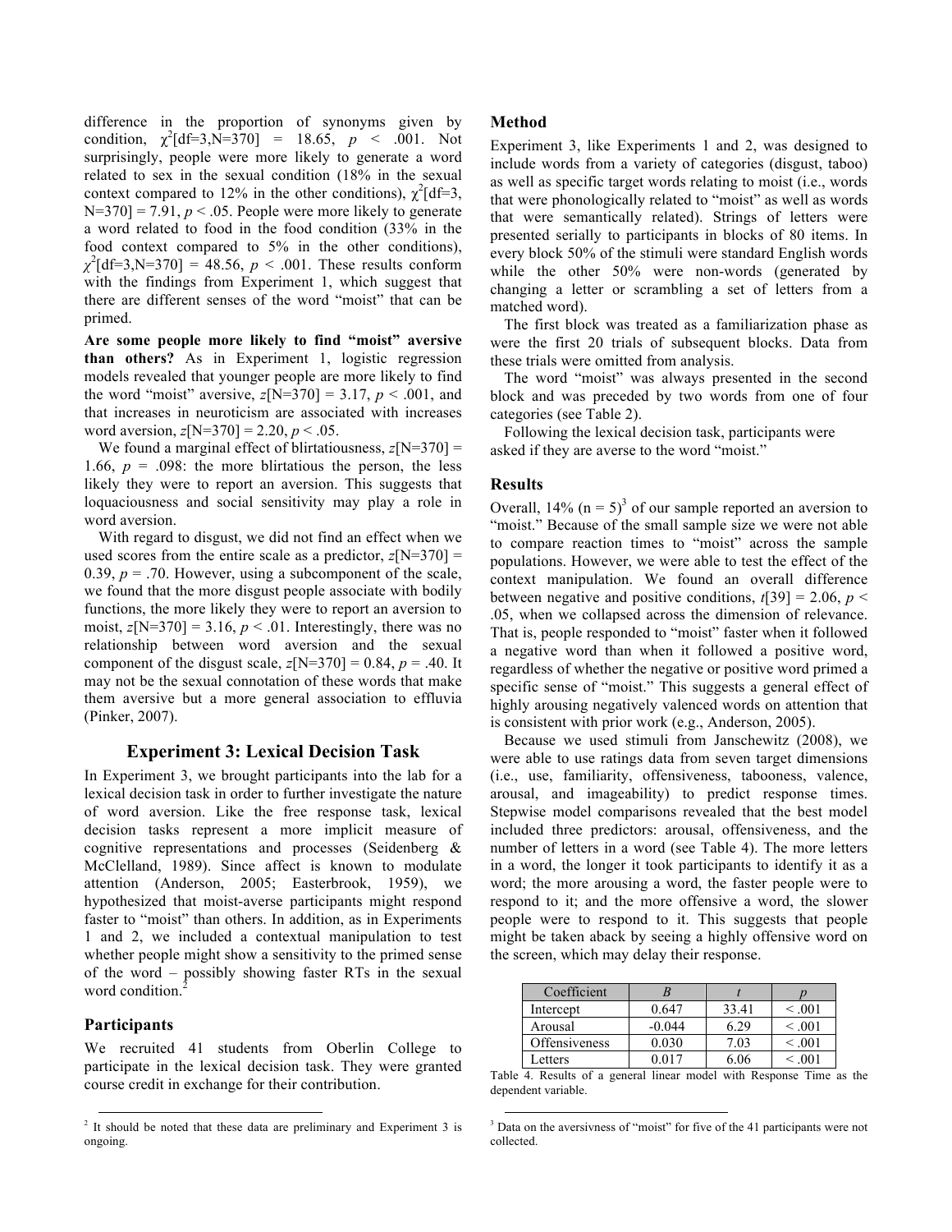difference in the proportion of synonyms given by condition, $\chi^2$[df=3,N=370] = 18.65, $p < .001$. Not surprisingly, people were more likely to generate a word related to sex in the sexual condition (18% in the sexual context compared to 12% in the other conditions), $\chi^2$[df=3, N=370] = 7.91, $p < .05$. People were more likely to generate a word related to food in the food condition (33% in the food context compared to 5% in the other conditions), $\chi^2$[df=3,N=370] = 48.56, $p < .001$. These results conform with the findings from Experiment 1, which suggest that there are different senses of the word "moist" that can be primed.

**Are some people more likely to find "moist" aversive than others?** As in Experiment 1, logistic regression models revealed that younger people are more likely to find the word "moist" aversive, $z$[N=370] = 3.17, $p < .001$, and that increases in neuroticism are associated with increases word aversion, $z$[N=370] = 2.20, $p < .05$.

We found a marginal effect of blirtatiousness, $z$[N=370] = 1.66, $p = .098$: the more blirtatious the person, the less likely they were to report an aversion. This suggests that loquaciousness and social sensitivity may play a role in word aversion.

With regard to disgust, we did not find an effect when we used scores from the entire scale as a predictor, $z$[N=370] = 0.39, $p = .70$. However, using a subcomponent of the scale, we found that the more disgust people associate with bodily functions, the more likely they were to report an aversion to moist, $z$[N=370] = 3.16, $p < .01$. Interestingly, there was no relationship between word aversion and the sexual component of the disgust scale, $z$[N=370] = 0.84, $p = .40$. It may not be the sexual connotation of these words that make them aversive but a more general association to effluvia (Pinker, 2007).

## Experiment 3: Lexical Decision Task

In Experiment 3, we brought participants into the lab for a lexical decision task in order to further investigate the nature of word aversion. Like the free response task, lexical decision tasks represent a more implicit measure of cognitive representations and processes (Seidenberg & McClelland, 1989). Since affect is known to modulate attention (Anderson, 2005; Easterbrook, 1959), we hypothesized that moist-averse participants might respond faster to "moist" than others. In addition, as in Experiments 1 and 2, we included a contextual manipulation to test whether people might show a sensitivity to the primed sense of the word – possibly showing faster RTs in the sexual word condition.[2]

### Participants

We recruited 41 students from Oberlin College to participate in the lexical decision task. They were granted course credit in exchange for their contribution.

### Method

Experiment 3, like Experiments 1 and 2, was designed to include words from a variety of categories (disgust, taboo) as well as specific target words relating to moist (i.e., words that were phonologically related to "moist" as well as words that were semantically related). Strings of letters were presented serially to participants in blocks of 80 items. In every block 50% of the stimuli were standard English words while the other 50% were non-words (generated by changing a letter or scrambling a set of letters from a matched word).

The first block was treated as a familiarization phase as were the first 20 trials of subsequent blocks. Data from these trials were omitted from analysis.

The word "moist" was always presented in the second block and was preceded by two words from one of four categories (see Table 2).

Following the lexical decision task, participants were asked if they are averse to the word "moist."

### Results

Overall, 14% (n = 5)[3] of our sample reported an aversion to "moist." Because of the small sample size we were not able to compare reaction times to "moist" across the sample populations. However, we were able to test the effect of the context manipulation. We found an overall difference between negative and positive conditions, $t[39] = 2.06$, $p < .05$, when we collapsed across the dimension of relevance. That is, people responded to "moist" faster when it followed a negative word than when it followed a positive word, regardless of whether the negative or positive word primed a specific sense of "moist." This suggests a general effect of highly arousing negatively valenced words on attention that is consistent with prior work (e.g., Anderson, 2005).

Because we used stimuli from Janschewitz (2008), we were able to use ratings data from seven target dimensions (i.e., use, familiarity, offensiveness, tabooness, valence, arousal, and imageability) to predict response times. Stepwise model comparisons revealed that the best model included three predictors: arousal, offensiveness, and the number of letters in a word (see Table 4). The more letters in a word, the longer it took participants to identify it as a word; the more arousing a word, the faster people were to respond to it; and the more offensive a word, the slower people were to respond to it. This suggests that people might be taken aback by seeing a highly offensive word on the screen, which may delay their response.

| Coefficient | *B* | *t* | *p* |
|---|---|---|---|
| Intercept | 0.647 | 33.41 | < .001 |
| Arousal | -0.044 | 6.29 | < .001 |
| Offensiveness | 0.030 | 7.03 | < .001 |
| Letters | 0.017 | 6.06 | < .001 |

Table 4. Results of a general linear model with Response Time as the dependent variable.

[2] It should be noted that these data are preliminary and Experiment 3 is ongoing.

[3] Data on the aversivness of "moist" for five of the 41 participants were not collected.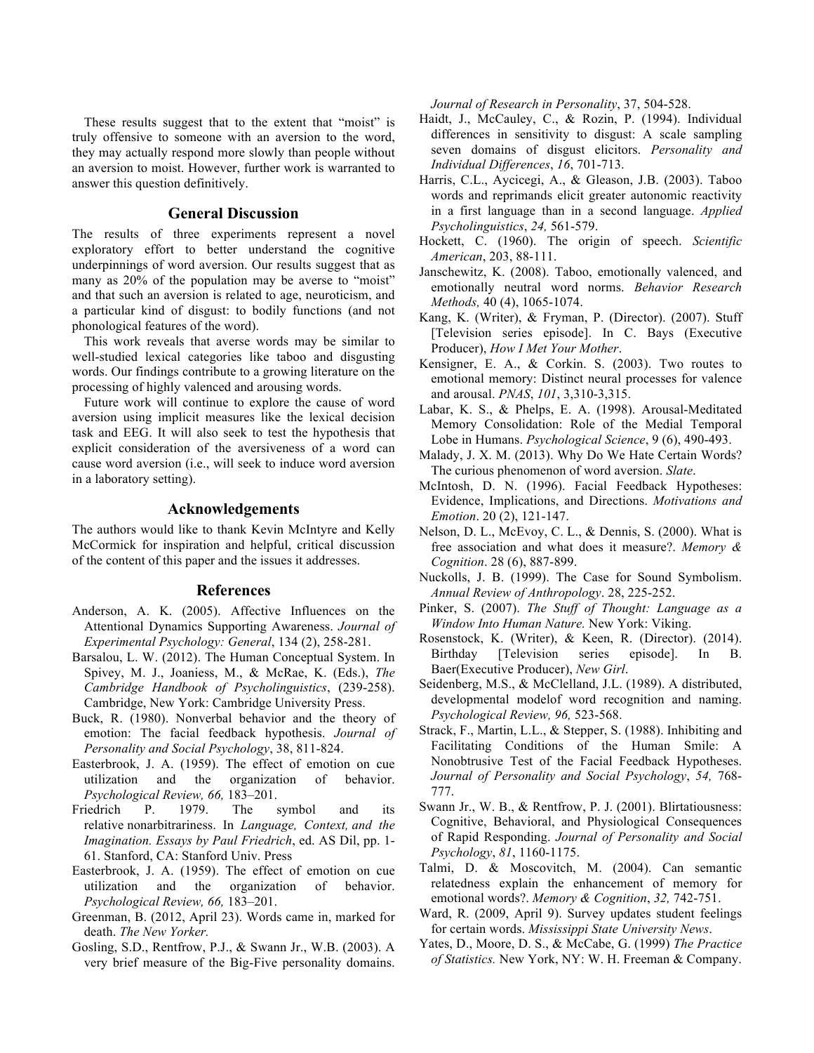These results suggest that to the extent that "moist" is truly offensive to someone with an aversion to the word, they may actually respond more slowly than people without an aversion to moist. However, further work is warranted to answer this question definitively.

## General Discussion

The results of three experiments represent a novel exploratory effort to better understand the cognitive underpinnings of word aversion. Our results suggest that as many as 20% of the population may be averse to "moist" and that such an aversion is related to age, neuroticism, and a particular kind of disgust: to bodily functions (and not phonological features of the word).

This work reveals that averse words may be similar to well-studied lexical categories like taboo and disgusting words. Our findings contribute to a growing literature on the processing of highly valenced and arousing words.

Future work will continue to explore the cause of word aversion using implicit measures like the lexical decision task and EEG. It will also seek to test the hypothesis that explicit consideration of the aversiveness of a word can cause word aversion (i.e., will seek to induce word aversion in a laboratory setting).

## Acknowledgements

The authors would like to thank Kevin McIntyre and Kelly McCormick for inspiration and helpful, critical discussion of the content of this paper and the issues it addresses.

## References

Anderson, A. K. (2005). Affective Influences on the Attentional Dynamics Supporting Awareness. *Journal of Experimental Psychology: General*, 134 (2), 258-281.

Barsalou, L. W. (2012). The Human Conceptual System. In Spivey, M. J., Joaniess, M., & McRae, K. (Eds.), *The Cambridge Handbook of Psycholinguistics*, (239-258). Cambridge, New York: Cambridge University Press.

Buck, R. (1980). Nonverbal behavior and the theory of emotion: The facial feedback hypothesis. *Journal of Personality and Social Psychology*, 38, 811-824.

Easterbrook, J. A. (1959). The effect of emotion on cue utilization and the organization of behavior. *Psychological Review, 66,* 183–201.

Friedrich P. 1979. The symbol and its relative nonarbitrariness. In *Language, Context, and the Imagination. Essays by Paul Friedrich*, ed. AS Dil, pp. 1-61. Stanford, CA: Stanford Univ. Press

Easterbrook, J. A. (1959). The effect of emotion on cue utilization and the organization of behavior. *Psychological Review, 66,* 183–201.

Greenman, B. (2012, April 23). Words came in, marked for death. *The New Yorker.*

Gosling, S.D., Rentfrow, P.J., & Swann Jr., W.B. (2003). A very brief measure of the Big-Five personality domains. *Journal of Research in Personality*, 37, 504-528.

Haidt, J., McCauley, C., & Rozin, P. (1994). Individual differences in sensitivity to disgust: A scale sampling seven domains of disgust elicitors. *Personality and Individual Differences*, *16*, 701-713.

Harris, C.L., Aycicegi, A., & Gleason, J.B. (2003). Taboo words and reprimands elicit greater autonomic reactivity in a first language than in a second language. *Applied Psycholinguistics*, *24,* 561-579.

Hockett, C. (1960). The origin of speech. *Scientific American*, 203, 88-111.

Janschewitz, K. (2008). Taboo, emotionally valenced, and emotionally neutral word norms. *Behavior Research Methods,* 40 (4), 1065-1074.

Kang, K. (Writer), & Fryman, P. (Director). (2007). Stuff [Television series episode]. In C. Bays (Executive Producer), *How I Met Your Mother*.

Kensigner, E. A., & Corkin. S. (2003). Two routes to emotional memory: Distinct neural processes for valence and arousal. *PNAS*, *101*, 3,310-3,315.

Labar, K. S., & Phelps, E. A. (1998). Arousal-Meditated Memory Consolidation: Role of the Medial Temporal Lobe in Humans. *Psychological Science*, 9 (6), 490-493.

Malady, J. X. M. (2013). Why Do We Hate Certain Words? The curious phenomenon of word aversion. *Slate*.

McIntosh, D. N. (1996). Facial Feedback Hypotheses: Evidence, Implications, and Directions. *Motivations and Emotion*. 20 (2), 121-147.

Nelson, D. L., McEvoy, C. L., & Dennis, S. (2000). What is free association and what does it measure?. *Memory & Cognition*. 28 (6), 887-899.

Nuckolls, J. B. (1999). The Case for Sound Symbolism. *Annual Review of Anthropology*. 28, 225-252.

Pinker, S. (2007). *The Stuff of Thought: Language as a Window Into Human Nature.* New York: Viking.

Rosenstock, K. (Writer), & Keen, R. (Director). (2014). Birthday [Television series episode]. In B. Baer(Executive Producer), *New Girl*.

Seidenberg, M.S., & McClelland, J.L. (1989). A distributed, developmental modelof word recognition and naming. *Psychological Review, 96,* 523-568.

Strack, F., Martin, L.L., & Stepper, S. (1988). Inhibiting and Facilitating Conditions of the Human Smile: A Nonobtrusive Test of the Facial Feedback Hypotheses. *Journal of Personality and Social Psychology*, *54,* 768-777.

Swann Jr., W. B., & Rentfrow, P. J. (2001). Blirtatiousness: Cognitive, Behavioral, and Physiological Consequences of Rapid Responding. *Journal of Personality and Social Psychology*, *81*, 1160-1175.

Talmi, D. & Moscovitch, M. (2004). Can semantic relatedness explain the enhancement of memory for emotional words?. *Memory & Cognition*, *32,* 742-751.

Ward, R. (2009, April 9). Survey updates student feelings for certain words. *Mississippi State University News*.

Yates, D., Moore, D. S., & McCabe, G. (1999) *The Practice of Statistics.* New York, NY: W. H. Freeman & Company.